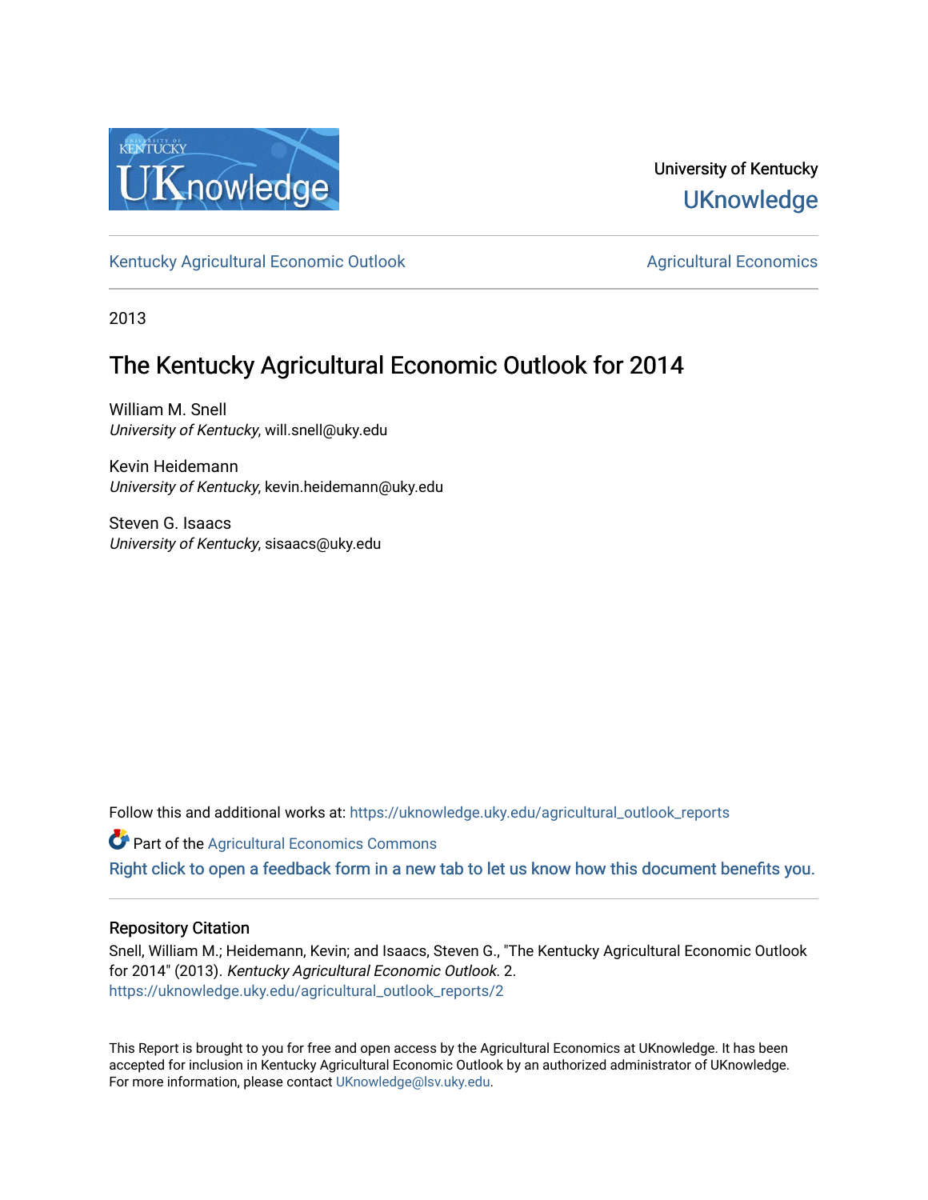University of Kentucky

UKnowledge

Kentucky Agricultural Economic Outlook | Agricultural Economics

2013

# The Kentucky Agricultural Economic Outlook for 2014

William M. Snell
*University of Kentucky*, will.snell@uky.edu

Kevin Heidemann
*University of Kentucky*, kevin.heidemann@uky.edu

Steven G. Isaacs
*University of Kentucky*, sisaacs@uky.edu

Follow this and additional works at: https://uknowledge.uky.edu/agricultural_outlook_reports

Part of the Agricultural Economics Commons

Right click to open a feedback form in a new tab to let us know how this document benefits you.

## Repository Citation

Snell, William M.; Heidemann, Kevin; and Isaacs, Steven G., "The Kentucky Agricultural Economic Outlook for 2014" (2013). *Kentucky Agricultural Economic Outlook*. 2.
https://uknowledge.uky.edu/agricultural_outlook_reports/2

This Report is brought to you for free and open access by the Agricultural Economics at UKnowledge. It has been accepted for inclusion in Kentucky Agricultural Economic Outlook by an authorized administrator of UKnowledge. For more information, please contact UKnowledge@lsv.uky.edu.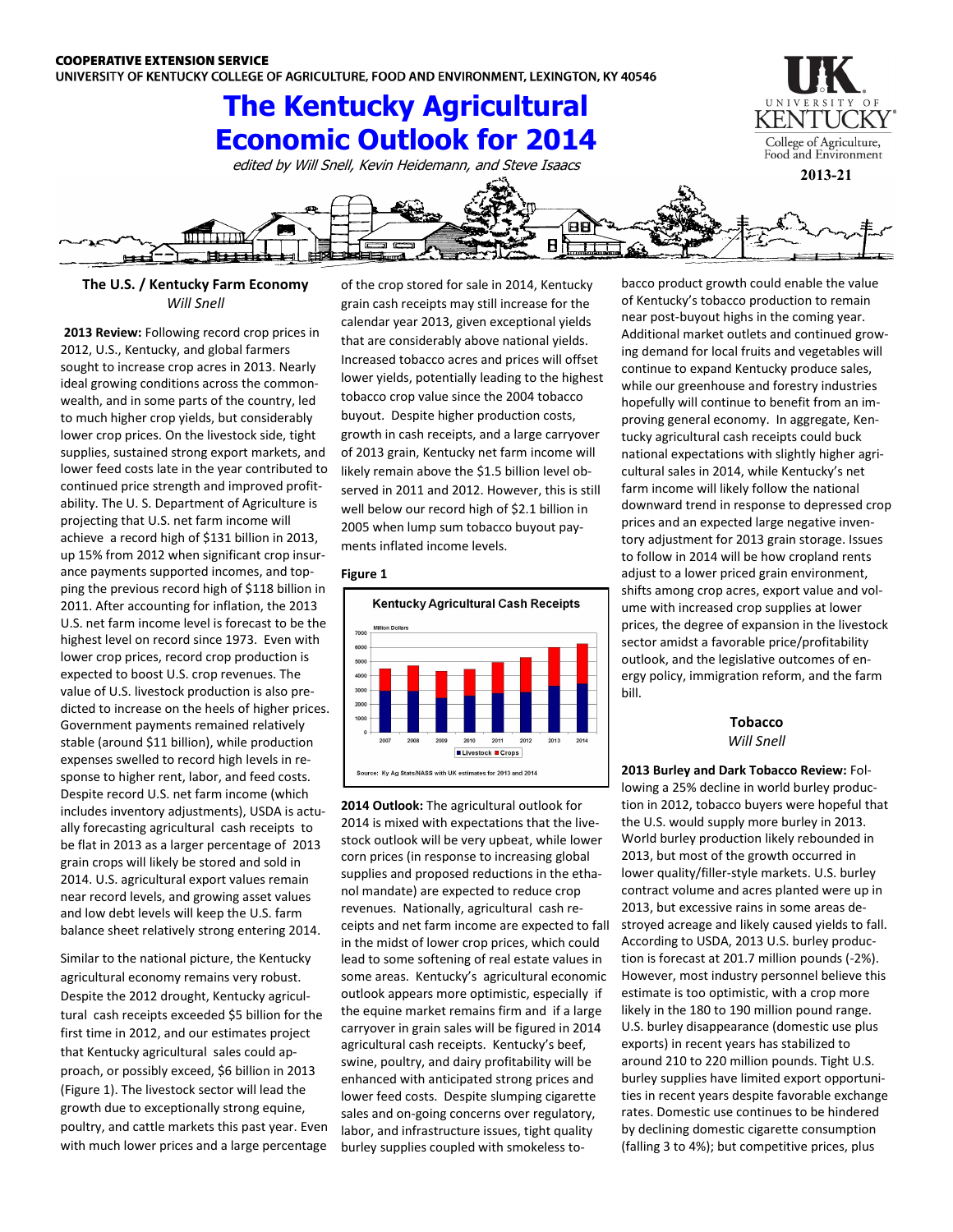COOPERATIVE EXTENSION SERVICE
UNIVERSITY OF KENTUCKY COLLEGE OF AGRICULTURE, FOOD AND ENVIRONMENT, LEXINGTON, KY 40546

# The Kentucky Agricultural Economic Outlook for 2014

*edited by Will Snell, Kevin Heidemann, and Steve Isaacs*

2013-21

## The U.S. / Kentucky Farm Economy

*Will Snell*

**2013 Review:** Following record crop prices in 2012, U.S., Kentucky, and global farmers sought to increase crop acres in 2013. Nearly ideal growing conditions across the commonwealth, and in some parts of the country, led to much higher crop yields, but considerably lower crop prices. On the livestock side, tight supplies, sustained strong export markets, and lower feed costs late in the year contributed to continued price strength and improved profitability. The U. S. Department of Agriculture is projecting that U.S. net farm income will achieve a record high of $131 billion in 2013, up 15% from 2012 when significant crop insurance payments supported incomes, and topping the previous record high of $118 billion in 2011. After accounting for inflation, the 2013 U.S. net farm income level is forecast to be the highest level on record since 1973. Even with lower crop prices, record crop production is expected to boost U.S. crop revenues. The value of U.S. livestock production is also predicted to increase on the heels of higher prices. Government payments remained relatively stable (around $11 billion), while production expenses swelled to record high levels in response to higher rent, labor, and feed costs. Despite record U.S. net farm income (which includes inventory adjustments), USDA is actually forecasting agricultural cash receipts to be flat in 2013 as a larger percentage of 2013 grain crops will likely be stored and sold in 2014. U.S. agricultural export values remain near record levels, and growing asset values and low debt levels will keep the U.S. farm balance sheet relatively strong entering 2014.

Similar to the national picture, the Kentucky agricultural economy remains very robust. Despite the 2012 drought, Kentucky agricultural cash receipts exceeded $5 billion for the first time in 2012, and our estimates project that Kentucky agricultural sales could approach, or possibly exceed, $6 billion in 2013 (Figure 1). The livestock sector will lead the growth due to exceptionally strong equine, poultry, and cattle markets this past year. Even with much lower prices and a large percentage of the crop stored for sale in 2014, Kentucky grain cash receipts may still increase for the calendar year 2013, given exceptional yields that are considerably above national yields. Increased tobacco acres and prices will offset lower yields, potentially leading to the highest tobacco crop value since the 2004 tobacco buyout. Despite higher production costs, growth in cash receipts, and a large carryover of 2013 grain, Kentucky net farm income will likely remain above the $1.5 billion level observed in 2011 and 2012. However, this is still well below our record high of $2.1 billion in 2005 when lump sum tobacco buyout payments inflated income levels.

**Figure 1**

Kentucky Agricultural Cash Receipts

Source: Ky Ag Stats/NASS with UK estimates for 2013 and 2014

**2014 Outlook:** The agricultural outlook for 2014 is mixed with expectations that the livestock outlook will be very upbeat, while lower corn prices (in response to increasing global supplies and proposed reductions in the ethanol mandate) are expected to reduce crop revenues. Nationally, agricultural cash receipts and net farm income are expected to fall in the midst of lower crop prices, which could lead to some softening of real estate values in some areas. Kentucky's agricultural economic outlook appears more optimistic, especially if the equine market remains firm and if a large carryover in grain sales will be figured in 2014 agricultural cash receipts. Kentucky's beef, swine, poultry, and dairy profitability will be enhanced with anticipated strong prices and lower feed costs. Despite slumping cigarette sales and on-going concerns over regulatory, labor, and infrastructure issues, tight quality burley supplies coupled with smokeless tobacco product growth could enable the value of Kentucky's tobacco production to remain near post-buyout highs in the coming year. Additional market outlets and continued growing demand for local fruits and vegetables will continue to expand Kentucky produce sales, while our greenhouse and forestry industries hopefully will continue to benefit from an improving general economy. In aggregate, Kentucky agricultural cash receipts could buck national expectations with slightly higher agricultural sales in 2014, while Kentucky's net farm income will likely follow the national downward trend in response to depressed crop prices and an expected large negative inventory adjustment for 2013 grain storage. Issues to follow in 2014 will be how cropland rents adjust to a lower priced grain environment, shifts among crop acres, export value and volume with increased crop supplies at lower prices, the degree of expansion in the livestock sector amidst a favorable price/profitability outlook, and the legislative outcomes of energy policy, immigration reform, and the farm bill.

## Tobacco

*Will Snell*

**2013 Burley and Dark Tobacco Review:** Following a 25% decline in world burley production in 2012, tobacco buyers were hopeful that the U.S. would supply more burley in 2013. World burley production likely rebounded in 2013, but most of the growth occurred in lower quality/filler-style markets. U.S. burley contract volume and acres planted were up in 2013, but excessive rains in some areas destroyed acreage and likely caused yields to fall. According to USDA, 2013 U.S. burley production is forecast at 201.7 million pounds (-2%). However, most industry personnel believe this estimate is too optimistic, with a crop more likely in the 180 to 190 million pound range. U.S. burley disappearance (domestic use plus exports) in recent years has stabilized to around 210 to 220 million pounds. Tight U.S. burley supplies have limited export opportunities in recent years despite favorable exchange rates. Domestic use continues to be hindered by declining domestic cigarette consumption (falling 3 to 4%); but competitive prices, plus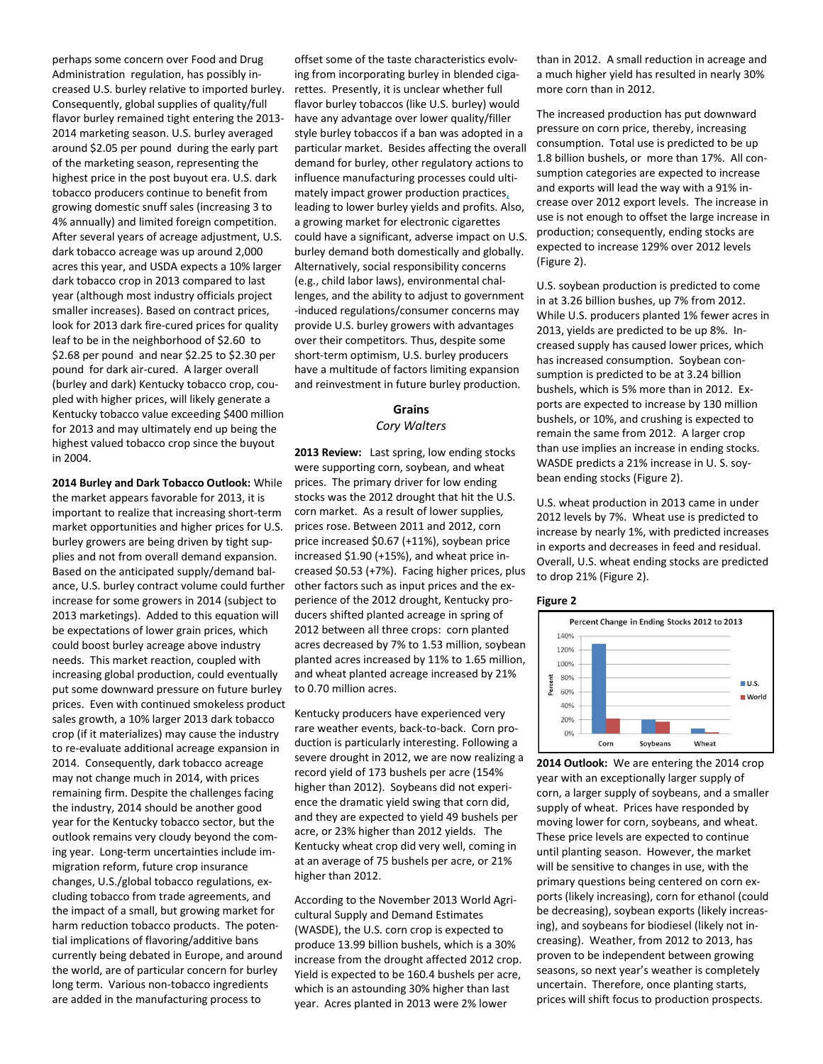perhaps some concern over Food and Drug Administration regulation, has possibly increased U.S. burley relative to imported burley. Consequently, global supplies of quality/full flavor burley remained tight entering the 2013-2014 marketing season. U.S. burley averaged around $2.05 per pound during the early part of the marketing season, representing the highest price in the post buyout era. U.S. dark tobacco producers continue to benefit from growing domestic snuff sales (increasing 3 to 4% annually) and limited foreign competition. After several years of acreage adjustment, U.S. dark tobacco acreage was up around 2,000 acres this year, and USDA expects a 10% larger dark tobacco crop in 2013 compared to last year (although most industry officials project smaller increases). Based on contract prices, look for 2013 dark fire-cured prices for quality leaf to be in the neighborhood of $2.60 to $2.68 per pound and near $2.25 to $2.30 per pound for dark air-cured. A larger overall (burley and dark) Kentucky tobacco crop, coupled with higher prices, will likely generate a Kentucky tobacco value exceeding $400 million for 2013 and may ultimately end up being the highest valued tobacco crop since the buyout in 2004.

**2014 Burley and Dark Tobacco Outlook:** While the market appears favorable for 2013, it is important to realize that increasing short-term market opportunities and higher prices for U.S. burley growers are being driven by tight supplies and not from overall demand expansion. Based on the anticipated supply/demand balance, U.S. burley contract volume could further increase for some growers in 2014 (subject to 2013 marketings). Added to this equation will be expectations of lower grain prices, which could boost burley acreage above industry needs. This market reaction, coupled with increasing global production, could eventually put some downward pressure on future burley prices. Even with continued smokeless product sales growth, a 10% larger 2013 dark tobacco crop (if it materializes) may cause the industry to re-evaluate additional acreage expansion in 2014. Consequently, dark tobacco acreage may not change much in 2014, with prices remaining firm. Despite the challenges facing the industry, 2014 should be another good year for the Kentucky tobacco sector, but the outlook remains very cloudy beyond the coming year. Long-term uncertainties include immigration reform, future crop insurance changes, U.S./global tobacco regulations, excluding tobacco from trade agreements, and the impact of a small, but growing market for harm reduction tobacco products. The potential implications of flavoring/additive bans currently being debated in Europe, and around the world, are of particular concern for burley long term. Various non-tobacco ingredients are added in the manufacturing process to offset some of the taste characteristics evolving from incorporating burley in blended cigarettes. Presently, it is unclear whether full flavor burley tobaccos (like U.S. burley) would have any advantage over lower quality/filler style burley tobaccos if a ban was adopted in a particular market. Besides affecting the overall demand for burley, other regulatory actions to influence manufacturing processes could ultimately impact grower production practices, leading to lower burley yields and profits. Also, a growing market for electronic cigarettes could have a significant, adverse impact on U.S. burley demand both domestically and globally. Alternatively, social responsibility concerns (e.g., child labor laws), environmental challenges, and the ability to adjust to government-induced regulations/consumer concerns may provide U.S. burley growers with advantages over their competitors. Thus, despite some short-term optimism, U.S. burley producers have a multitude of factors limiting expansion and reinvestment in future burley production.

## Grains

*Cory Walters*

**2013 Review:** Last spring, low ending stocks were supporting corn, soybean, and wheat prices. The primary driver for low ending stocks was the 2012 drought that hit the U.S. corn market. As a result of lower supplies, prices rose. Between 2011 and 2012, corn price increased $0.67 (+11%), soybean price increased $1.90 (+15%), and wheat price increased $0.53 (+7%). Facing higher prices, plus other factors such as input prices and the experience of the 2012 drought, Kentucky producers shifted planted acreage in spring of 2012 between all three crops: corn planted acres decreased by 7% to 1.53 million, soybean planted acres increased by 11% to 1.65 million, and wheat planted acreage increased by 21% to 0.70 million acres.

Kentucky producers have experienced very rare weather events, back-to-back. Corn production is particularly interesting. Following a severe drought in 2012, we are now realizing a record yield of 173 bushels per acre (154% higher than 2012). Soybeans did not experience the dramatic yield swing that corn did, and they are expected to yield 49 bushels per acre, or 23% higher than 2012 yields. The Kentucky wheat crop did very well, coming in at an average of 75 bushels per acre, or 21% higher than 2012.

According to the November 2013 World Agricultural Supply and Demand Estimates (WASDE), the U.S. corn crop is expected to produce 13.99 billion bushels, which is a 30% increase from the drought affected 2012 crop. Yield is expected to be 160.4 bushels per acre, which is an astounding 30% higher than last year. Acres planted in 2013 were 2% lower than in 2012. A small reduction in acreage and a much higher yield has resulted in nearly 30% more corn than in 2012.

The increased production has put downward pressure on corn price, thereby, increasing consumption. Total use is predicted to be up 1.8 billion bushels, or more than 17%. All consumption categories are expected to increase and exports will lead the way with a 91% increase over 2012 export levels. The increase in use is not enough to offset the large increase in production; consequently, ending stocks are expected to increase 129% over 2012 levels (Figure 2).

U.S. soybean production is predicted to come in at 3.26 billion bushes, up 7% from 2012. While U.S. producers planted 1% fewer acres in 2013, yields are predicted to be up 8%. Increased supply has caused lower prices, which has increased consumption. Soybean consumption is predicted to be at 3.24 billion bushels, which is 5% more than in 2012. Exports are expected to increase by 130 million bushels, or 10%, and crushing is expected to remain the same from 2012. A larger crop than use implies an increase in ending stocks. WASDE predicts a 21% increase in U. S. soybean ending stocks (Figure 2).

U.S. wheat production in 2013 came in under 2012 levels by 7%. Wheat use is predicted to increase by nearly 1%, with predicted increases in exports and decreases in feed and residual. Overall, U.S. wheat ending stocks are predicted to drop 21% (Figure 2).

**Figure 2**

Percent Change in Ending Stocks 2012 to 2013

**2014 Outlook:** We are entering the 2014 crop year with an exceptionally larger supply of corn, a larger supply of soybeans, and a smaller supply of wheat. Prices have responded by moving lower for corn, soybeans, and wheat. These price levels are expected to continue until planting season. However, the market will be sensitive to changes in use, with the primary questions being centered on corn exports (likely increasing), corn for ethanol (could be decreasing), soybean exports (likely increasing), and soybeans for biodiesel (likely not increasing). Weather, from 2012 to 2013, has proven to be independent between growing seasons, so next year's weather is completely uncertain. Therefore, once planting starts, prices will shift focus to production prospects.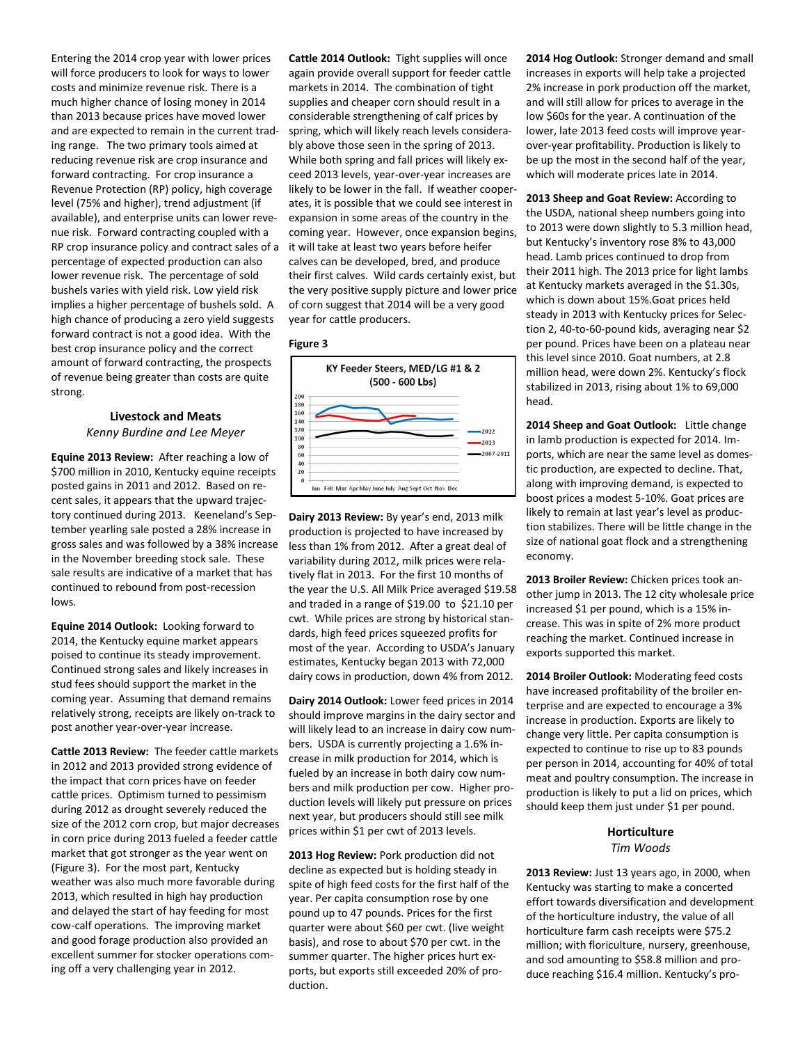Entering the 2014 crop year with lower prices will force producers to look for ways to lower costs and minimize revenue risk. There is a much higher chance of losing money in 2014 than 2013 because prices have moved lower and are expected to remain in the current trading range. The two primary tools aimed at reducing revenue risk are crop insurance and forward contracting. For crop insurance a Revenue Protection (RP) policy, high coverage level (75% and higher), trend adjustment (if available), and enterprise units can lower revenue risk. Forward contracting coupled with a RP crop insurance policy and contract sales of a percentage of expected production can also lower revenue risk. The percentage of sold bushels varies with yield risk. Low yield risk implies a higher percentage of bushels sold. A high chance of producing a zero yield suggests forward contract is not a good idea. With the best crop insurance policy and the correct amount of forward contracting, the prospects of revenue being greater than costs are quite strong.

## Livestock and Meats

*Kenny Burdine and Lee Meyer*

**Equine 2013 Review:** After reaching a low of $700 million in 2010, Kentucky equine receipts posted gains in 2011 and 2012. Based on recent sales, it appears that the upward trajectory continued during 2013. Keeneland's September yearling sale posted a 28% increase in gross sales and was followed by a 38% increase in the November breeding stock sale. These sale results are indicative of a market that has continued to rebound from post-recession lows.

**Equine 2014 Outlook:** Looking forward to 2014, the Kentucky equine market appears poised to continue its steady improvement. Continued strong sales and likely increases in stud fees should support the market in the coming year. Assuming that demand remains relatively strong, receipts are likely on-track to post another year-over-year increase.

**Cattle 2013 Review:** The feeder cattle markets in 2012 and 2013 provided strong evidence of the impact that corn prices have on feeder cattle prices. Optimism turned to pessimism during 2012 as drought severely reduced the size of the 2012 corn crop, but major decreases in corn price during 2013 fueled a feeder cattle market that got stronger as the year went on (Figure 3). For the most part, Kentucky weather was also much more favorable during 2013, which resulted in high hay production and delayed the start of hay feeding for most cow-calf operations. The improving market and good forage production also provided an excellent summer for stocker operations coming off a very challenging year in 2012.

**Cattle 2014 Outlook:** Tight supplies will once again provide overall support for feeder cattle markets in 2014. The combination of tight supplies and cheaper corn should result in a considerable strengthening of calf prices by spring, which will likely reach levels considerably above those seen in the spring of 2013. While both spring and fall prices will likely exceed 2013 levels, year-over-year increases are likely to be lower in the fall. If weather cooperates, it is possible that we could see interest in expansion in some areas of the country in the coming year. However, once expansion begins, it will take at least two years before heifer calves can be developed, bred, and produce their first calves. Wild cards certainly exist, but the very positive supply picture and lower price of corn suggest that 2014 will be a very good year for cattle producers.

**Figure 3**

KY Feeder Steers, MED/LG #1 & 2 (500 - 600 Lbs)

**Dairy 2013 Review:** By year's end, 2013 milk production is projected to have increased by less than 1% from 2012. After a great deal of variability during 2012, milk prices were relatively flat in 2013. For the first 10 months of the year the U.S. All Milk Price averaged $19.58 and traded in a range of $19.00 to $21.10 per cwt. While prices are strong by historical standards, high feed prices squeezed profits for most of the year. According to USDA's January estimates, Kentucky began 2013 with 72,000 dairy cows in production, down 4% from 2012.

**Dairy 2014 Outlook:** Lower feed prices in 2014 should improve margins in the dairy sector and will likely lead to an increase in dairy cow numbers. USDA is currently projecting a 1.6% increase in milk production for 2014, which is fueled by an increase in both dairy cow numbers and milk production per cow. Higher production levels will likely put pressure on prices next year, but producers should still see milk prices within $1 per cwt of 2013 levels.

**2013 Hog Review:** Pork production did not decline as expected but is holding steady in spite of high feed costs for the first half of the year. Per capita consumption rose by one pound up to 47 pounds. Prices for the first quarter were about $60 per cwt. (live weight basis), and rose to about $70 per cwt. in the summer quarter. The higher prices hurt exports, but exports still exceeded 20% of production.

**2014 Hog Outlook:** Stronger demand and small increases in exports will help take a projected 2% increase in pork production off the market, and will still allow for prices to average in the low $60s for the year. A continuation of the lower, late 2013 feed costs will improve year-over-year profitability. Production is likely to be up the most in the second half of the year, which will moderate prices late in 2014.

**2013 Sheep and Goat Review:** According to the USDA, national sheep numbers going into to 2013 were down slightly to 5.3 million head, but Kentucky's inventory rose 8% to 43,000 head. Lamb prices continued to drop from their 2011 high. The 2013 price for light lambs at Kentucky markets averaged in the $1.30s, which is down about 15%.Goat prices held steady in 2013 with Kentucky prices for Selection 2, 40-to-60-pound kids, averaging near $2 per pound. Prices have been on a plateau near this level since 2010. Goat numbers, at 2.8 million head, were down 2%. Kentucky's flock stabilized in 2013, rising about 1% to 69,000 head.

**2014 Sheep and Goat Outlook:** Little change in lamb production is expected for 2014. Imports, which are near the same level as domestic production, are expected to decline. That, along with improving demand, is expected to boost prices a modest 5-10%. Goat prices are likely to remain at last year's level as production stabilizes. There will be little change in the size of national goat flock and a strengthening economy.

**2013 Broiler Review:** Chicken prices took another jump in 2013. The 12 city wholesale price increased $1 per pound, which is a 15% increase. This was in spite of 2% more product reaching the market. Continued increase in exports supported this market.

**2014 Broiler Outlook:** Moderating feed costs have increased profitability of the broiler enterprise and are expected to encourage a 3% increase in production. Exports are likely to change very little. Per capita consumption is expected to continue to rise up to 83 pounds per person in 2014, accounting for 40% of total meat and poultry consumption. The increase in production is likely to put a lid on prices, which should keep them just under $1 per pound.

## Horticulture

*Tim Woods*

**2013 Review:** Just 13 years ago, in 2000, when Kentucky was starting to make a concerted effort towards diversification and development of the horticulture industry, the value of all horticulture farm cash receipts were $75.2 million; with floriculture, nursery, greenhouse, and sod amounting to $58.8 million and produce reaching $16.4 million. Kentucky's pro-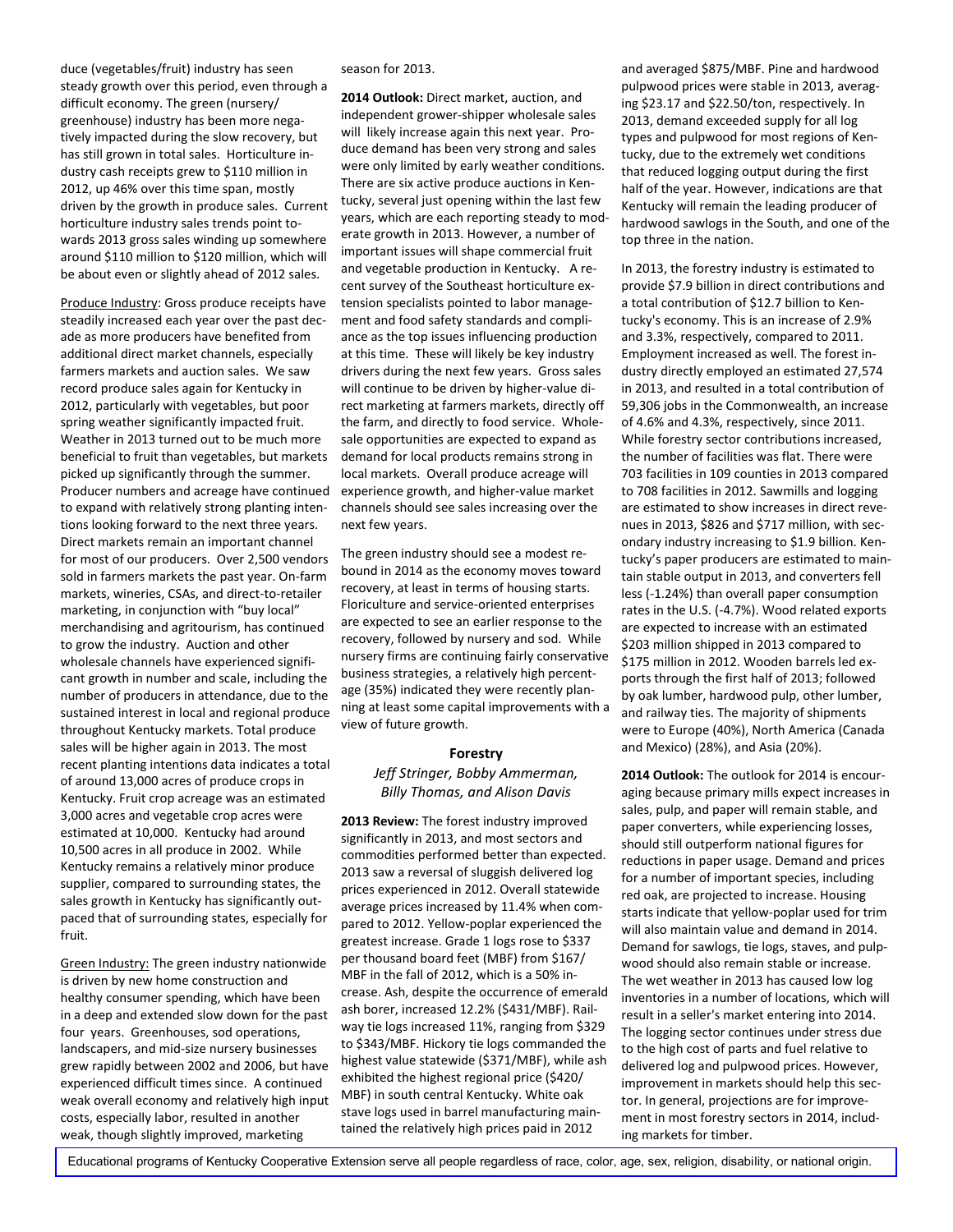duce (vegetables/fruit) industry has seen steady growth over this period, even through a difficult economy. The green (nursery/greenhouse) industry has been more negatively impacted during the slow recovery, but has still grown in total sales. Horticulture industry cash receipts grew to $110 million in 2012, up 46% over this time span, mostly driven by the growth in produce sales. Current horticulture industry sales trends point towards 2013 gross sales winding up somewhere around $110 million to $120 million, which will be about even or slightly ahead of 2012 sales.

Produce Industry: Gross produce receipts have steadily increased each year over the past decade as more producers have benefited from additional direct market channels, especially farmers markets and auction sales. We saw record produce sales again for Kentucky in 2012, particularly with vegetables, but poor spring weather significantly impacted fruit. Weather in 2013 turned out to be much more beneficial to fruit than vegetables, but markets picked up significantly through the summer. Producer numbers and acreage have continued to expand with relatively strong planting intentions looking forward to the next three years. Direct markets remain an important channel for most of our producers. Over 2,500 vendors sold in farmers markets the past year. On-farm markets, wineries, CSAs, and direct-to-retailer marketing, in conjunction with "buy local" merchandising and agritourism, has continued to grow the industry. Auction and other wholesale channels have experienced significant growth in number and scale, including the number of producers in attendance, due to the sustained interest in local and regional produce throughout Kentucky markets. Total produce sales will be higher again in 2013. The most recent planting intentions data indicates a total of around 13,000 acres of produce crops in Kentucky. Fruit crop acreage was an estimated 3,000 acres and vegetable crop acres were estimated at 10,000. Kentucky had around 10,500 acres in all produce in 2002. While Kentucky remains a relatively minor produce supplier, compared to surrounding states, the sales growth in Kentucky has significantly outpaced that of surrounding states, especially for fruit.

Green Industry: The green industry nationwide is driven by new home construction and healthy consumer spending, which have been in a deep and extended slow down for the past four years. Greenhouses, sod operations, landscapers, and mid-size nursery businesses grew rapidly between 2002 and 2006, but have experienced difficult times since. A continued weak overall economy and relatively high input costs, especially labor, resulted in another weak, though slightly improved, marketing season for 2013.

**2014 Outlook:** Direct market, auction, and independent grower-shipper wholesale sales will likely increase again this next year. Produce demand has been very strong and sales were only limited by early weather conditions. There are six active produce auctions in Kentucky, several just opening within the last few years, which are each reporting steady to moderate growth in 2013. However, a number of important issues will shape commercial fruit and vegetable production in Kentucky. A recent survey of the Southeast horticulture extension specialists pointed to labor management and food safety standards and compliance as the top issues influencing production at this time. These will likely be key industry drivers during the next few years. Gross sales will continue to be driven by higher-value direct marketing at farmers markets, directly off the farm, and directly to food service. Wholesale opportunities are expected to expand as demand for local products remains strong in local markets. Overall produce acreage will experience growth, and higher-value market channels should see sales increasing over the next few years.

The green industry should see a modest rebound in 2014 as the economy moves toward recovery, at least in terms of housing starts. Floriculture and service-oriented enterprises are expected to see an earlier response to the recovery, followed by nursery and sod. While nursery firms are continuing fairly conservative business strategies, a relatively high percentage (35%) indicated they were recently planning at least some capital improvements with a view of future growth.

## Forestry

*Jeff Stringer, Bobby Ammerman, Billy Thomas, and Alison Davis*

**2013 Review:** The forest industry improved significantly in 2013, and most sectors and commodities performed better than expected. 2013 saw a reversal of sluggish delivered log prices experienced in 2012. Overall statewide average prices increased by 11.4% when compared to 2012. Yellow-poplar experienced the greatest increase. Grade 1 logs rose to $337 per thousand board feet (MBF) from $167/MBF in the fall of 2012, which is a 50% increase. Ash, despite the occurrence of emerald ash borer, increased 12.2% ($431/MBF). Railway tie logs increased 11%, ranging from $329 to $343/MBF. Hickory tie logs commanded the highest value statewide ($371/MBF), while ash exhibited the highest regional price ($420/MBF) in south central Kentucky. White oak stave logs used in barrel manufacturing maintained the relatively high prices paid in 2012 and averaged $875/MBF. Pine and hardwood pulpwood prices were stable in 2013, averaging $23.17 and $22.50/ton, respectively. In 2013, demand exceeded supply for all log types and pulpwood for most regions of Kentucky, due to the extremely wet conditions that reduced logging output during the first half of the year. However, indications are that Kentucky will remain the leading producer of hardwood sawlogs in the South, and one of the top three in the nation.

In 2013, the forestry industry is estimated to provide $7.9 billion in direct contributions and a total contribution of $12.7 billion to Kentucky's economy. This is an increase of 2.9% and 3.3%, respectively, compared to 2011. Employment increased as well. The forest industry directly employed an estimated 27,574 in 2013, and resulted in a total contribution of 59,306 jobs in the Commonwealth, an increase of 4.6% and 4.3%, respectively, since 2011. While forestry sector contributions increased, the number of facilities was flat. There were 703 facilities in 109 counties in 2013 compared to 708 facilities in 2012. Sawmills and logging are estimated to show increases in direct revenues in 2013, $826 and $717 million, with secondary industry increasing to $1.9 billion. Kentucky's paper producers are estimated to maintain stable output in 2013, and converters fell less (-1.24%) than overall paper consumption rates in the U.S. (-4.7%). Wood related exports are expected to increase with an estimated $203 million shipped in 2013 compared to $175 million in 2012. Wooden barrels led exports through the first half of 2013; followed by oak lumber, hardwood pulp, other lumber, and railway ties. The majority of shipments were to Europe (40%), North America (Canada and Mexico) (28%), and Asia (20%).

**2014 Outlook:** The outlook for 2014 is encouraging because primary mills expect increases in sales, pulp, and paper will remain stable, and paper converters, while experiencing losses, should still outperform national figures for reductions in paper usage. Demand and prices for a number of important species, including red oak, are projected to increase. Housing starts indicate that yellow-poplar used for trim will also maintain value and demand in 2014. Demand for sawlogs, tie logs, staves, and pulpwood should also remain stable or increase. The wet weather in 2013 has caused low log inventories in a number of locations, which will result in a seller's market entering into 2014. The logging sector continues under stress due to the high cost of parts and fuel relative to delivered log and pulpwood prices. However, improvement in markets should help this sector. In general, projections are for improvement in most forestry sectors in 2014, including markets for timber.

Educational programs of Kentucky Cooperative Extension serve all people regardless of race, color, age, sex, religion, disability, or national origin.